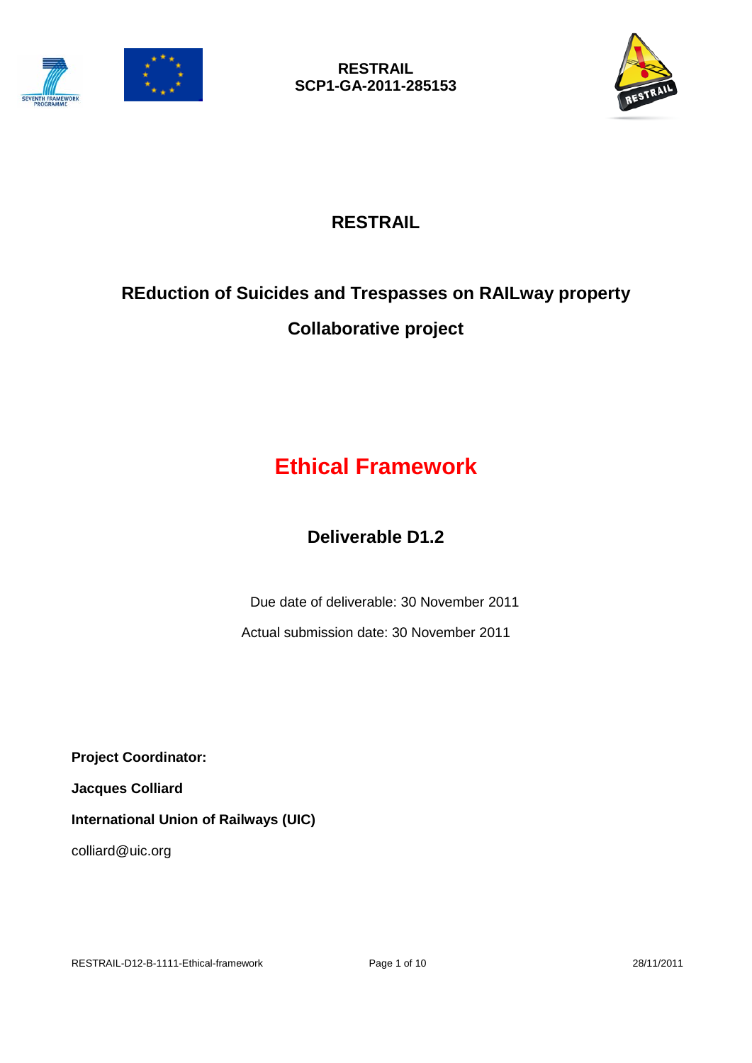**RESTRAIL**
**SCP1-GA-2011-285153**

# RESTRAIL

## REduction of Suicides and Trespasses on RAILway property

## Collaborative project

# Ethical Framework

## Deliverable D1.2

Due date of deliverable: 30 November 2011

Actual submission date: 30 November 2011

**Project Coordinator:**

**Jacques Colliard**

**International Union of Railways (UIC)**

colliard@uic.org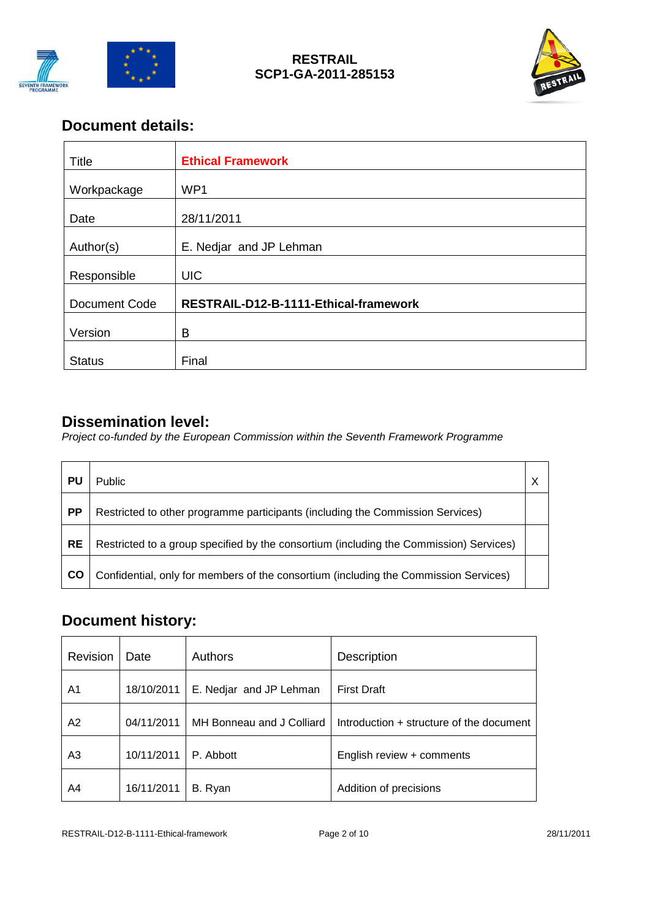**RESTRAIL**
**SCP1-GA-2011-285153**

## Document details:

| Title | **Ethical Framework** |
|---|---|
| Workpackage | WP1 |
| Date | 28/11/2011 |
| Author(s) | E. Nedjar and JP Lehman |
| Responsible | UIC |
| Document Code | **RESTRAIL-D12-B-1111-Ethical-framework** |
| Version | B |
| Status | Final |

## Dissemination level:

*Project co-funded by the European Commission within the Seventh Framework Programme*

| | | |
|---|---|---|
| **PU** | Public | X |
| **PP** | Restricted to other programme participants (including the Commission Services) | |
| **RE** | Restricted to a group specified by the consortium (including the Commission) Services) | |
| **CO** | Confidential, only for members of the consortium (including the Commission Services) | |

## Document history:

| Revision | Date | Authors | Description |
|---|---|---|---|
| A1 | 18/10/2011 | E. Nedjar and JP Lehman | First Draft |
| A2 | 04/11/2011 | MH Bonneau and J Colliard | Introduction + structure of the document |
| A3 | 10/11/2011 | P. Abbott | English review + comments |
| A4 | 16/11/2011 | B. Ryan | Addition of precisions |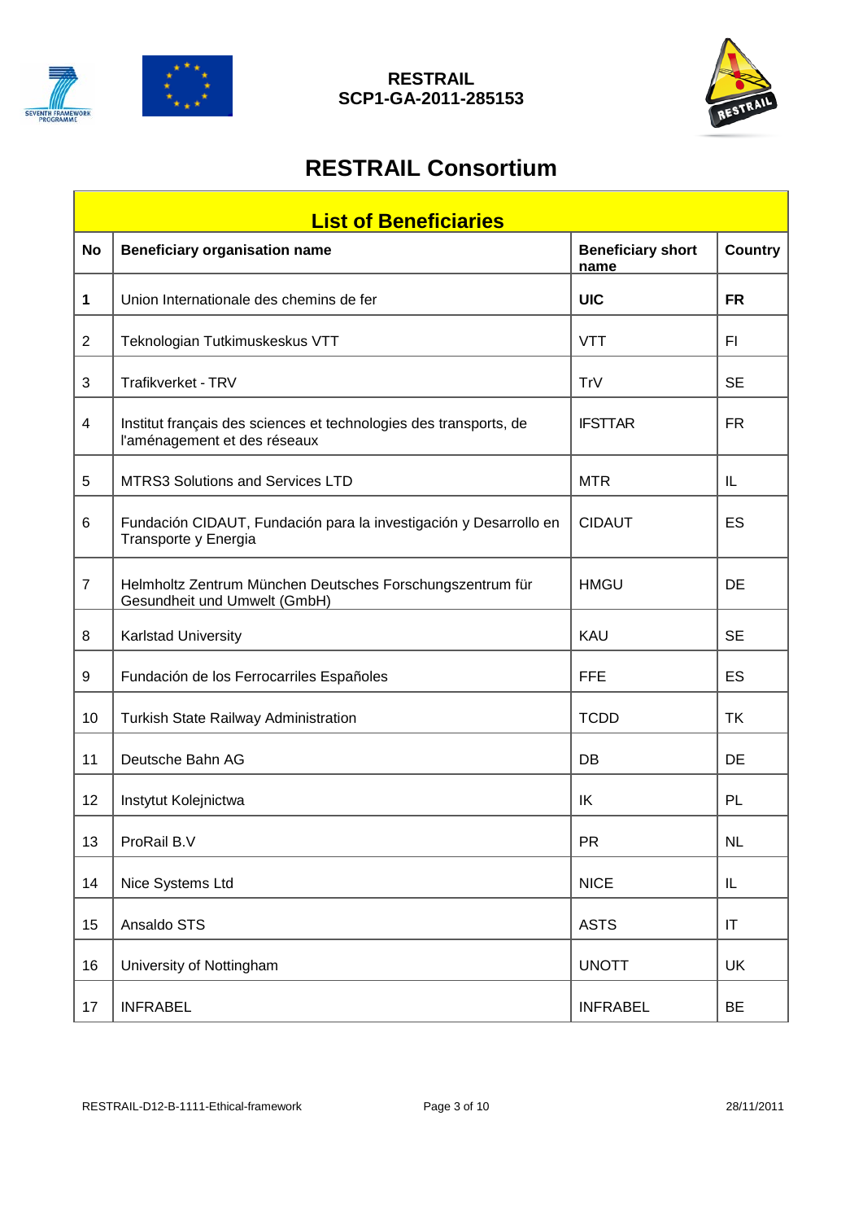# RESTRAIL Consortium

| List of Beneficiaries | | | |
|---|---|---|---|
| **No** | **Beneficiary organisation name** | **Beneficiary short name** | **Country** |
| **1** | Union Internationale des chemins de fer | **UIC** | **FR** |
| 2 | Teknologian Tutkimuskeskus VTT | VTT | FI |
| 3 | Trafikverket - TRV | TrV | SE |
| 4 | Institut français des sciences et technologies des transports, de l'aménagement et des réseaux | IFSTTAR | FR |
| 5 | MTRS3 Solutions and Services LTD | MTR | IL |
| 6 | Fundación CIDAUT, Fundación para la investigación y Desarrollo en Transporte y Energia | CIDAUT | ES |
| 7 | Helmholtz Zentrum München Deutsches Forschungszentrum für Gesundheit und Umwelt (GmbH) | HMGU | DE |
| 8 | Karlstad University | KAU | SE |
| 9 | Fundación de los Ferrocarriles Españoles | FFE | ES |
| 10 | Turkish State Railway Administration | TCDD | TK |
| 11 | Deutsche Bahn AG | DB | DE |
| 12 | Instytut Kolejnictwa | IK | PL |
| 13 | ProRail B.V | PR | NL |
| 14 | Nice Systems Ltd | NICE | IL |
| 15 | Ansaldo STS | ASTS | IT |
| 16 | University of Nottingham | UNOTT | UK |
| 17 | INFRABEL | INFRABEL | BE |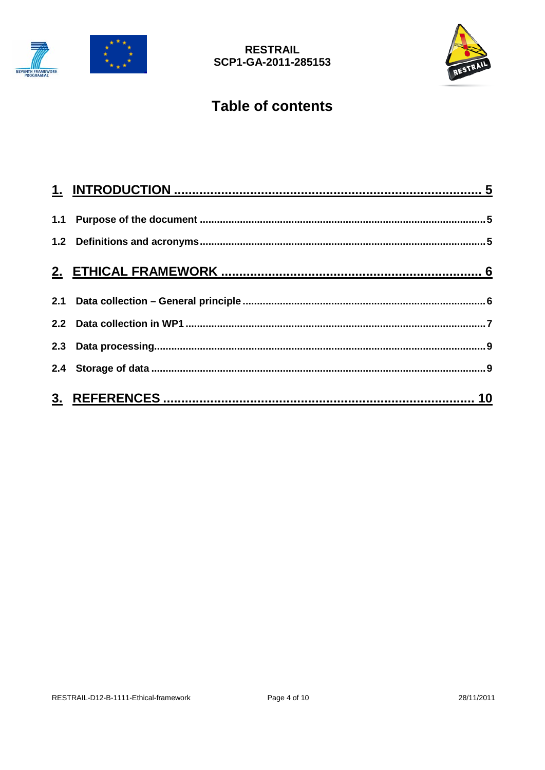# Table of contents

1. INTRODUCTION ..... 5

1.1 Purpose of the document ..... 5

1.2 Definitions and acronyms ..... 5

2. ETHICAL FRAMEWORK ..... 6

2.1 Data collection – General principle ..... 6

2.2 Data collection in WP1 ..... 7

2.3 Data processing ..... 9

2.4 Storage of data ..... 9

3. REFERENCES ..... 10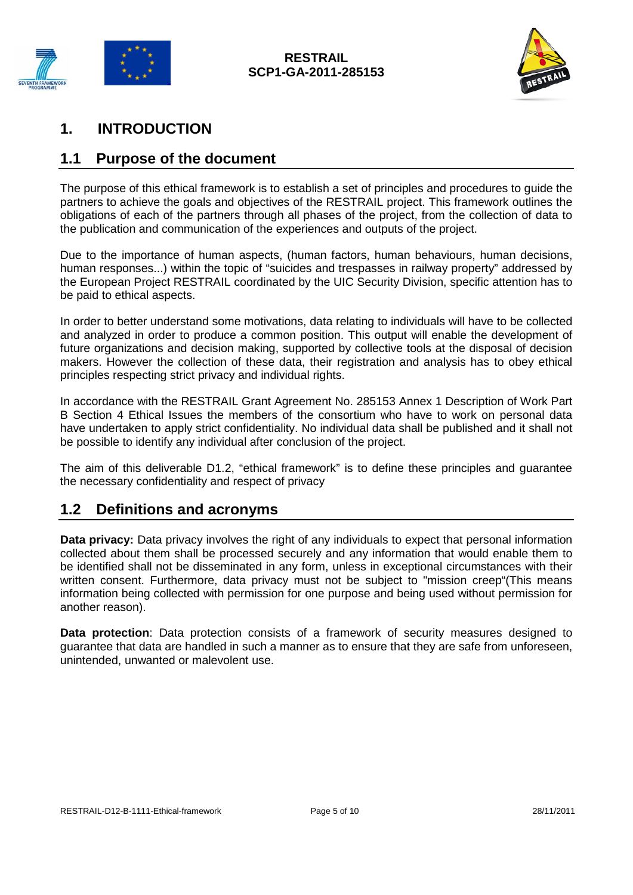# 1. INTRODUCTION

## 1.1 Purpose of the document

The purpose of this ethical framework is to establish a set of principles and procedures to guide the partners to achieve the goals and objectives of the RESTRAIL project. This framework outlines the obligations of each of the partners through all phases of the project, from the collection of data to the publication and communication of the experiences and outputs of the project.

Due to the importance of human aspects, (human factors, human behaviours, human decisions, human responses...) within the topic of "suicides and trespasses in railway property" addressed by the European Project RESTRAIL coordinated by the UIC Security Division, specific attention has to be paid to ethical aspects.

In order to better understand some motivations, data relating to individuals will have to be collected and analyzed in order to produce a common position. This output will enable the development of future organizations and decision making, supported by collective tools at the disposal of decision makers. However the collection of these data, their registration and analysis has to obey ethical principles respecting strict privacy and individual rights.

In accordance with the RESTRAIL Grant Agreement No. 285153 Annex 1 Description of Work Part B Section 4 Ethical Issues the members of the consortium who have to work on personal data have undertaken to apply strict confidentiality. No individual data shall be published and it shall not be possible to identify any individual after conclusion of the project.

The aim of this deliverable D1.2, "ethical framework" is to define these principles and guarantee the necessary confidentiality and respect of privacy

## 1.2 Definitions and acronyms

**Data privacy:** Data privacy involves the right of any individuals to expect that personal information collected about them shall be processed securely and any information that would enable them to be identified shall not be disseminated in any form, unless in exceptional circumstances with their written consent. Furthermore, data privacy must not be subject to "mission creep"(This means information being collected with permission for one purpose and being used without permission for another reason).

**Data protection**: Data protection consists of a framework of security measures designed to guarantee that data are handled in such a manner as to ensure that they are safe from unforeseen, unintended, unwanted or malevolent use.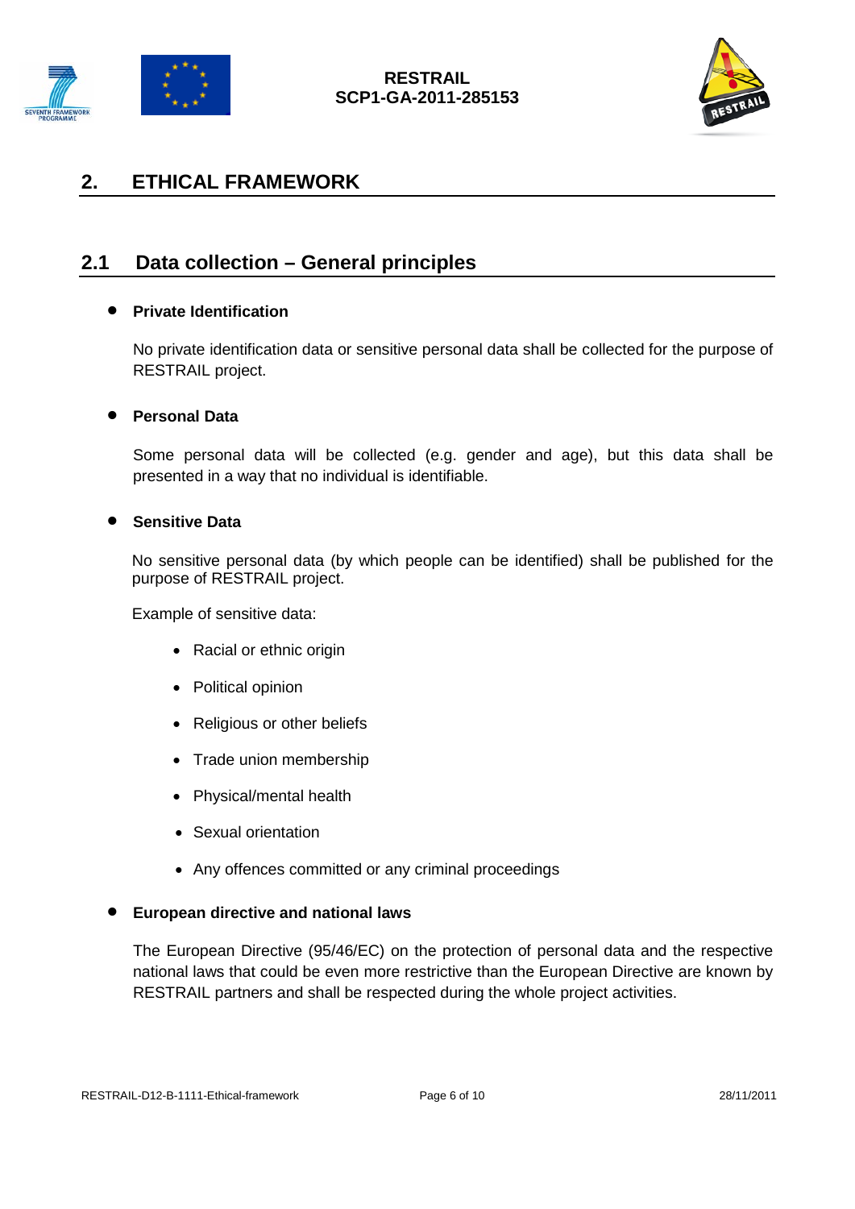# 2. ETHICAL FRAMEWORK

## 2.1 Data collection – General principles

- **Private Identification**

  No private identification data or sensitive personal data shall be collected for the purpose of RESTRAIL project.

- **Personal Data**

  Some personal data will be collected (e.g. gender and age), but this data shall be presented in a way that no individual is identifiable.

- **Sensitive Data**

  No sensitive personal data (by which people can be identified) shall be published for the purpose of RESTRAIL project.

  Example of sensitive data:

  - Racial or ethnic origin
  - Political opinion
  - Religious or other beliefs
  - Trade union membership
  - Physical/mental health
  - Sexual orientation
  - Any offences committed or any criminal proceedings

- **European directive and national laws**

  The European Directive (95/46/EC) on the protection of personal data and the respective national laws that could be even more restrictive than the European Directive are known by RESTRAIL partners and shall be respected during the whole project activities.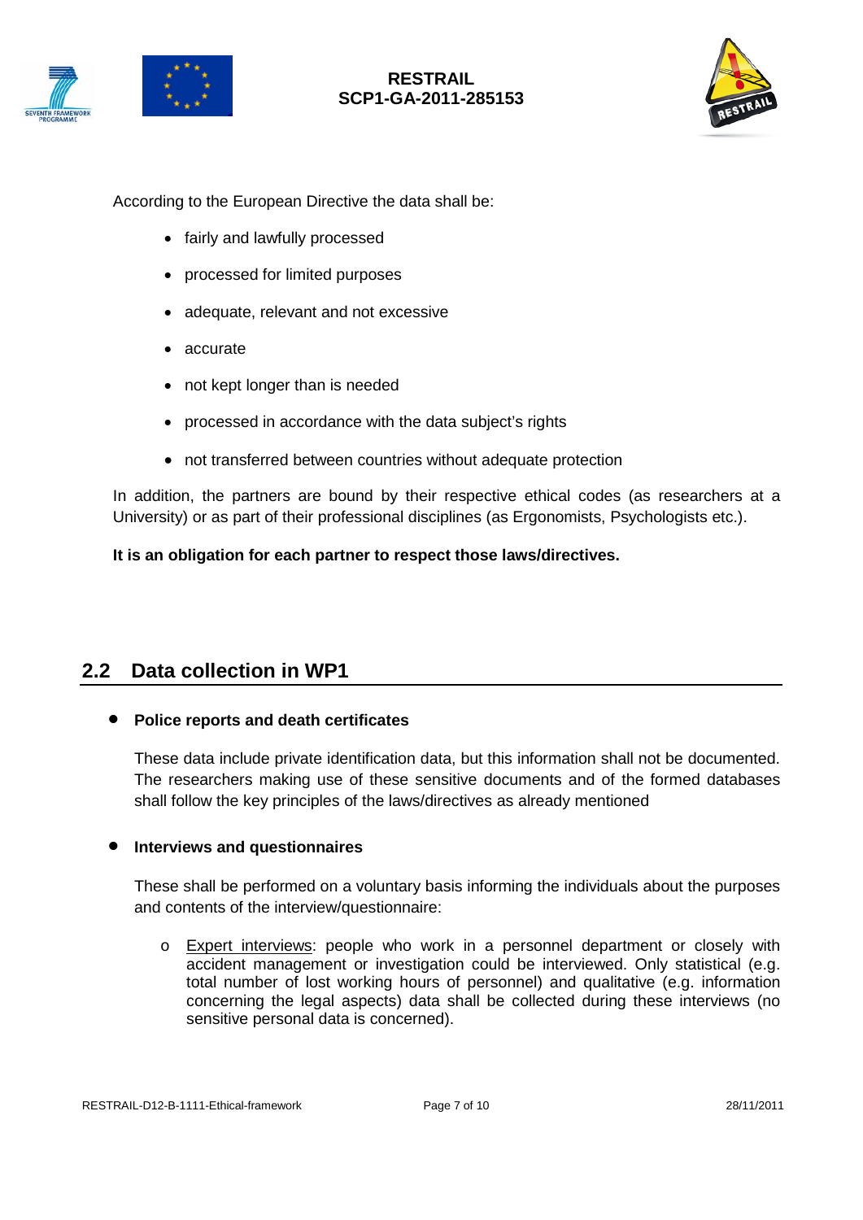According to the European Directive the data shall be:

- fairly and lawfully processed
- processed for limited purposes
- adequate, relevant and not excessive
- accurate
- not kept longer than is needed
- processed in accordance with the data subject's rights
- not transferred between countries without adequate protection

In addition, the partners are bound by their respective ethical codes (as researchers at a University) or as part of their professional disciplines (as Ergonomists, Psychologists etc.).

**It is an obligation for each partner to respect those laws/directives.**

## 2.2 Data collection in WP1

- **Police reports and death certificates**

  These data include private identification data, but this information shall not be documented. The researchers making use of these sensitive documents and of the formed databases shall follow the key principles of the laws/directives as already mentioned

- **Interviews and questionnaires**

  These shall be performed on a voluntary basis informing the individuals about the purposes and contents of the interview/questionnaire:

  - Expert interviews: people who work in a personnel department or closely with accident management or investigation could be interviewed. Only statistical (e.g. total number of lost working hours of personnel) and qualitative (e.g. information concerning the legal aspects) data shall be collected during these interviews (no sensitive personal data is concerned).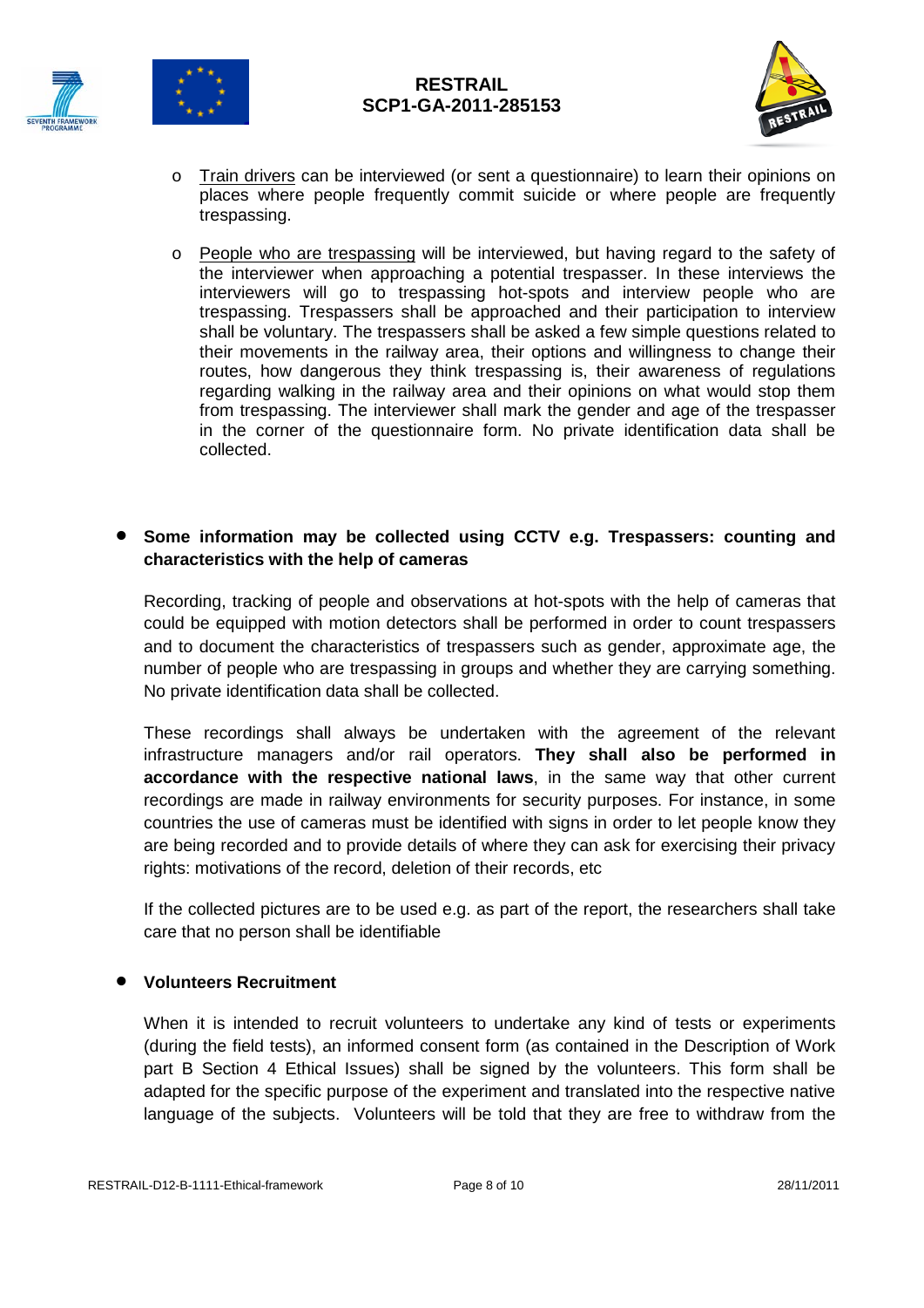- Train drivers can be interviewed (or sent a questionnaire) to learn their opinions on places where people frequently commit suicide or where people are frequently trespassing.
- People who are trespassing will be interviewed, but having regard to the safety of the interviewer when approaching a potential trespasser. In these interviews the interviewers will go to trespassing hot-spots and interview people who are trespassing. Trespassers shall be approached and their participation to interview shall be voluntary. The trespassers shall be asked a few simple questions related to their movements in the railway area, their options and willingness to change their routes, how dangerous they think trespassing is, their awareness of regulations regarding walking in the railway area and their opinions on what would stop them from trespassing. The interviewer shall mark the gender and age of the trespasser in the corner of the questionnaire form. No private identification data shall be collected.

- **Some information may be collected using CCTV e.g. Trespassers: counting and characteristics with the help of cameras**

  Recording, tracking of people and observations at hot-spots with the help of cameras that could be equipped with motion detectors shall be performed in order to count trespassers and to document the characteristics of trespassers such as gender, approximate age, the number of people who are trespassing in groups and whether they are carrying something. No private identification data shall be collected.

  These recordings shall always be undertaken with the agreement of the relevant infrastructure managers and/or rail operators. **They shall also be performed in accordance with the respective national laws**, in the same way that other current recordings are made in railway environments for security purposes. For instance, in some countries the use of cameras must be identified with signs in order to let people know they are being recorded and to provide details of where they can ask for exercising their privacy rights: motivations of the record, deletion of their records, etc

  If the collected pictures are to be used e.g. as part of the report, the researchers shall take care that no person shall be identifiable

- **Volunteers Recruitment**

  When it is intended to recruit volunteers to undertake any kind of tests or experiments (during the field tests), an informed consent form (as contained in the Description of Work part B Section 4 Ethical Issues) shall be signed by the volunteers. This form shall be adapted for the specific purpose of the experiment and translated into the respective native language of the subjects. Volunteers will be told that they are free to withdraw from the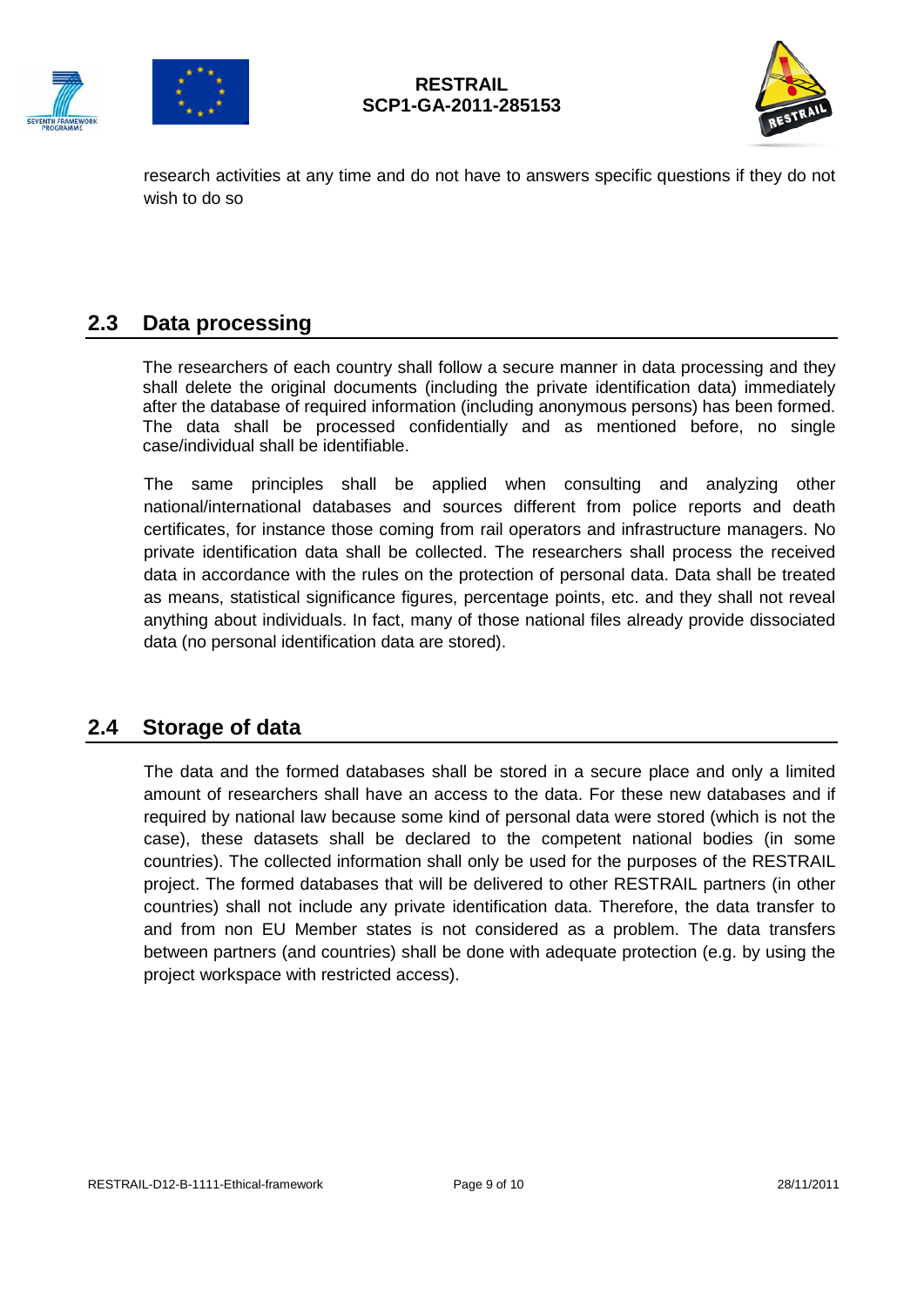research activities at any time and do not have to answers specific questions if they do not wish to do so

## 2.3 Data processing

The researchers of each country shall follow a secure manner in data processing and they shall delete the original documents (including the private identification data) immediately after the database of required information (including anonymous persons) has been formed. The data shall be processed confidentially and as mentioned before, no single case/individual shall be identifiable.

The same principles shall be applied when consulting and analyzing other national/international databases and sources different from police reports and death certificates, for instance those coming from rail operators and infrastructure managers. No private identification data shall be collected. The researchers shall process the received data in accordance with the rules on the protection of personal data. Data shall be treated as means, statistical significance figures, percentage points, etc. and they shall not reveal anything about individuals. In fact, many of those national files already provide dissociated data (no personal identification data are stored).

## 2.4 Storage of data

The data and the formed databases shall be stored in a secure place and only a limited amount of researchers shall have an access to the data. For these new databases and if required by national law because some kind of personal data were stored (which is not the case), these datasets shall be declared to the competent national bodies (in some countries). The collected information shall only be used for the purposes of the RESTRAIL project. The formed databases that will be delivered to other RESTRAIL partners (in other countries) shall not include any private identification data. Therefore, the data transfer to and from non EU Member states is not considered as a problem. The data transfers between partners (and countries) shall be done with adequate protection (e.g. by using the project workspace with restricted access).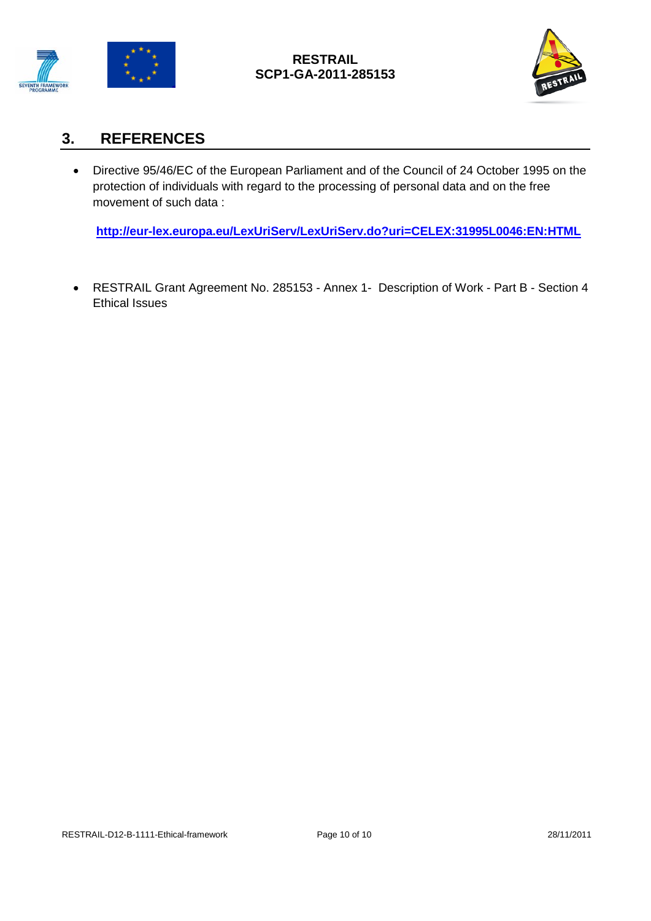## 3. REFERENCES

- Directive 95/46/EC of the European Parliament and of the Council of 24 October 1995 on the protection of individuals with regard to the processing of personal data and on the free movement of such data :

  **http://eur-lex.europa.eu/LexUriServ/LexUriServ.do?uri=CELEX:31995L0046:EN:HTML**

- RESTRAIL Grant Agreement No. 285153 - Annex 1- Description of Work - Part B - Section 4 Ethical Issues